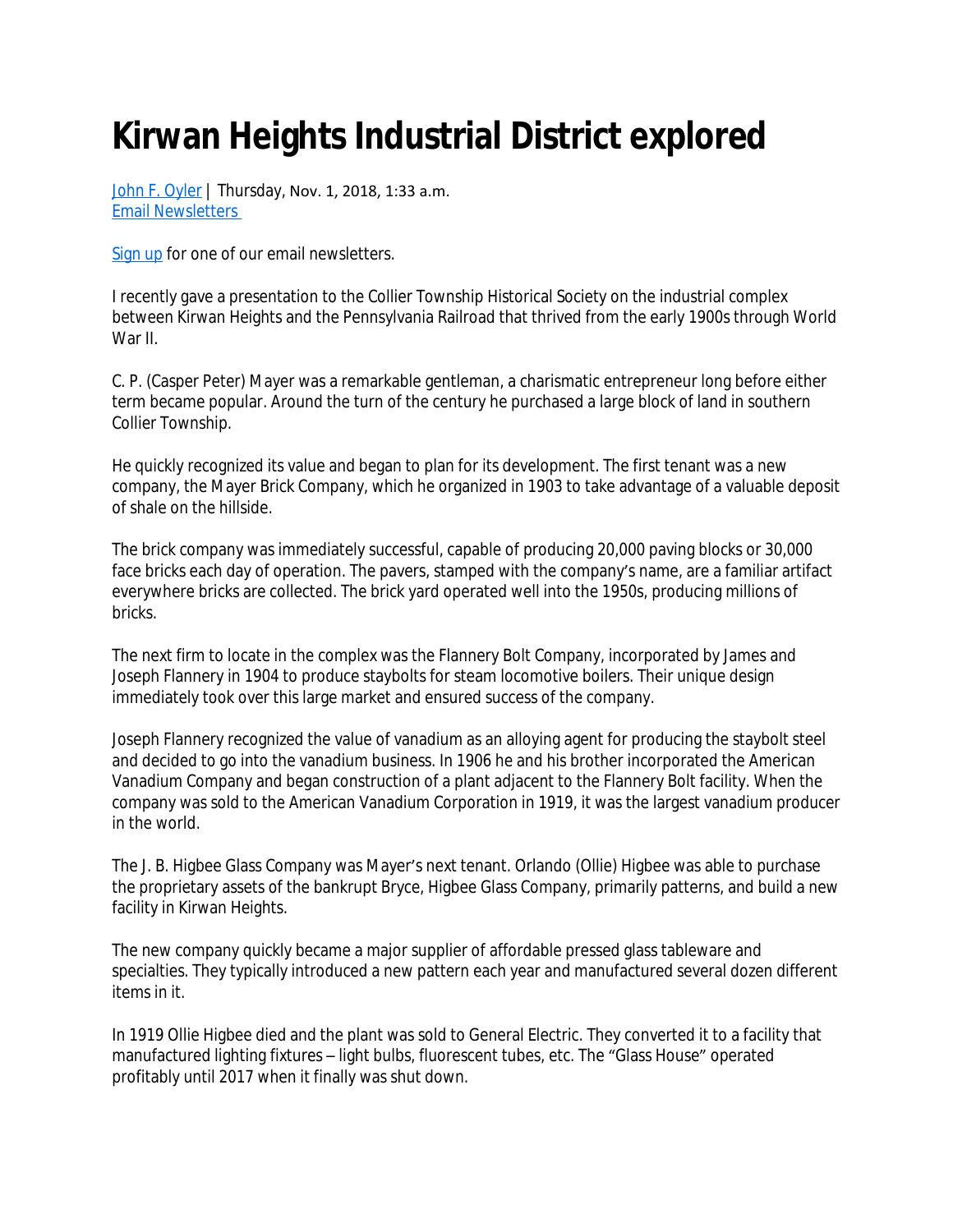# Kirwan Heights Industrial District explored

John F. Oyler | Thursday, Nov. 1, 2018, 1:33 a.m.
Email Newsletters

Sign up for one of our email newsletters.

I recently gave a presentation to the Collier Township Historical Society on the industrial complex between Kirwan Heights and the Pennsylvania Railroad that thrived from the early 1900s through World War II.

C. P. (Casper Peter) Mayer was a remarkable gentleman, a charismatic entrepreneur long before either term became popular. Around the turn of the century he purchased a large block of land in southern Collier Township.

He quickly recognized its value and began to plan for its development. The first tenant was a new company, the Mayer Brick Company, which he organized in 1903 to take advantage of a valuable deposit of shale on the hillside.

The brick company was immediately successful, capable of producing 20,000 paving blocks or 30,000 face bricks each day of operation. The pavers, stamped with the company's name, are a familiar artifact everywhere bricks are collected. The brick yard operated well into the 1950s, producing millions of bricks.

The next firm to locate in the complex was the Flannery Bolt Company, incorporated by James and Joseph Flannery in 1904 to produce staybolts for steam locomotive boilers. Their unique design immediately took over this large market and ensured success of the company.

Joseph Flannery recognized the value of vanadium as an alloying agent for producing the staybolt steel and decided to go into the vanadium business. In 1906 he and his brother incorporated the American Vanadium Company and began construction of a plant adjacent to the Flannery Bolt facility. When the company was sold to the American Vanadium Corporation in 1919, it was the largest vanadium producer in the world.

The J. B. Higbee Glass Company was Mayer's next tenant. Orlando (Ollie) Higbee was able to purchase the proprietary assets of the bankrupt Bryce, Higbee Glass Company, primarily patterns, and build a new facility in Kirwan Heights.

The new company quickly became a major supplier of affordable pressed glass tableware and specialties. They typically introduced a new pattern each year and manufactured several dozen different items in it.

In 1919 Ollie Higbee died and the plant was sold to General Electric. They converted it to a facility that manufactured lighting fixtures – light bulbs, fluorescent tubes, etc. The "Glass House" operated profitably until 2017 when it finally was shut down.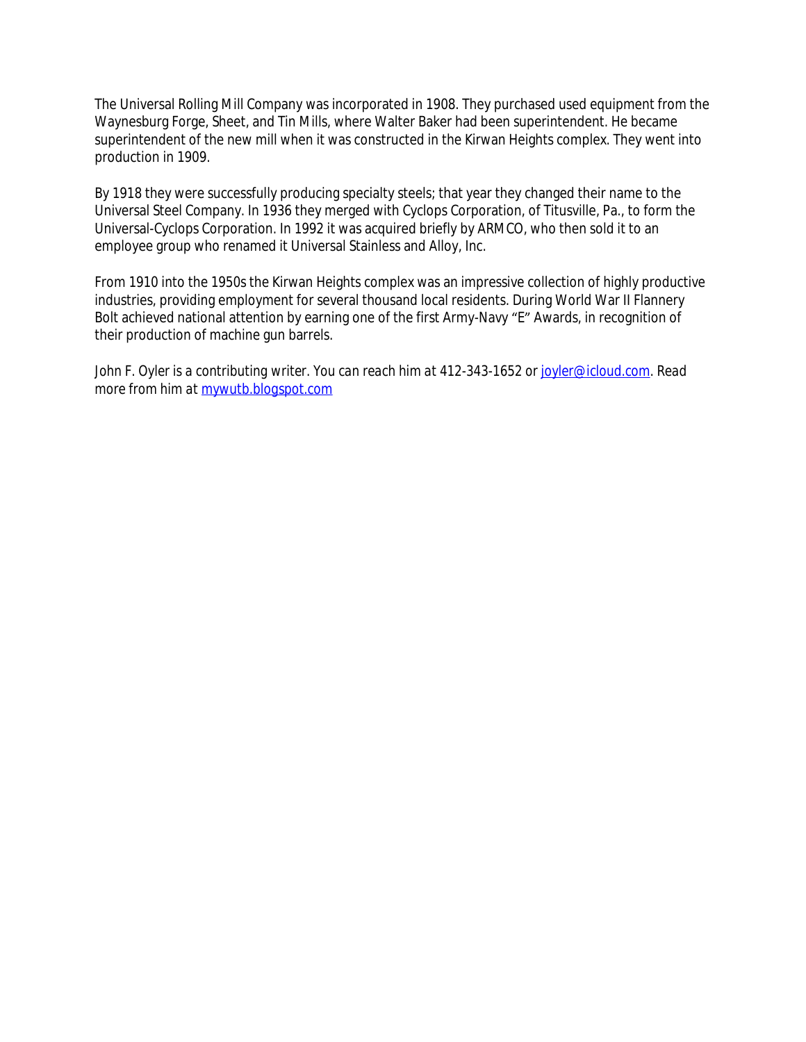The Universal Rolling Mill Company was incorporated in 1908. They purchased used equipment from the Waynesburg Forge, Sheet, and Tin Mills, where Walter Baker had been superintendent. He became superintendent of the new mill when it was constructed in the Kirwan Heights complex. They went into production in 1909.

By 1918 they were successfully producing specialty steels; that year they changed their name to the Universal Steel Company. In 1936 they merged with Cyclops Corporation, of Titusville, Pa., to form the Universal-Cyclops Corporation. In 1992 it was acquired briefly by ARMCO, who then sold it to an employee group who renamed it Universal Stainless and Alloy, Inc.

From 1910 into the 1950s the Kirwan Heights complex was an impressive collection of highly productive industries, providing employment for several thousand local residents. During World War II Flannery Bolt achieved national attention by earning one of the first Army-Navy "E" Awards, in recognition of their production of machine gun barrels.

*John F. Oyler is a contributing writer. You can reach him at 412-343-1652 or [joyler@icloud.com](mailto:joyler@icloud.com). Read more from him at [mywutb.blogspot.com](http://mywutb.blogspot.com)*